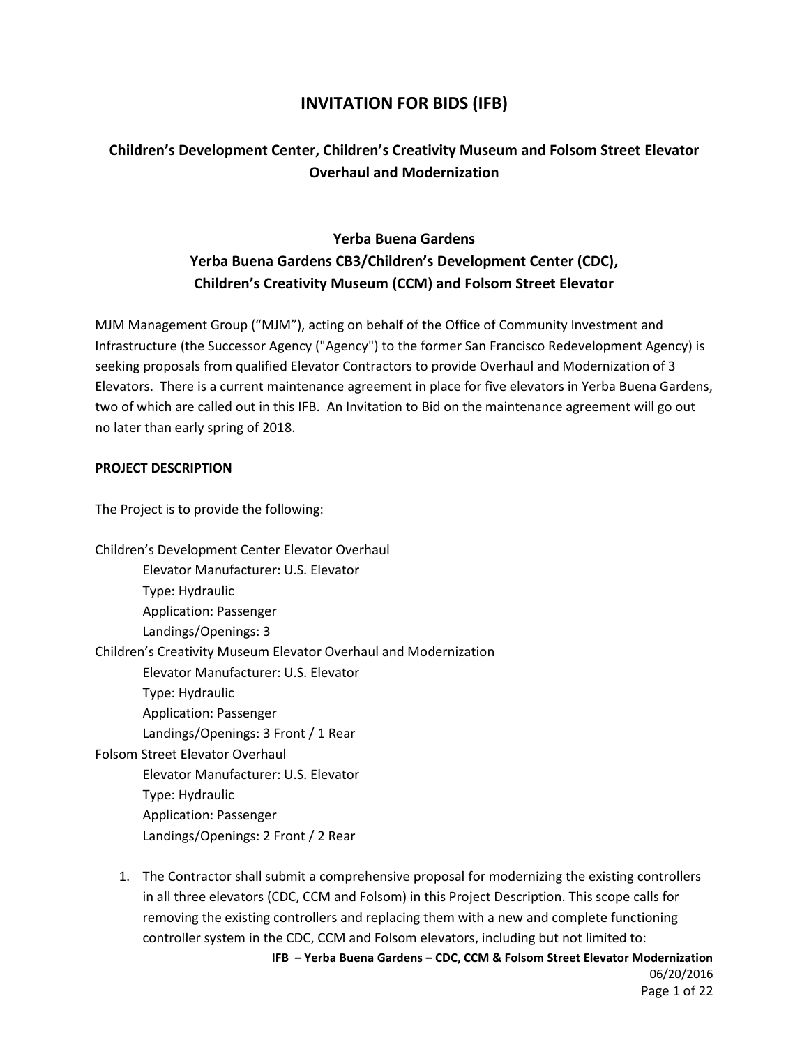# INVITATION FOR BIDS (IFB)

## Children's Development Center, Children's Creativity Museum and Folsom Street Elevator Overhaul and Modernization

### Yerba Buena Gardens
### Yerba Buena Gardens CB3/Children's Development Center (CDC), Children's Creativity Museum (CCM) and Folsom Street Elevator

MJM Management Group ("MJM"), acting on behalf of the Office of Community Investment and Infrastructure (the Successor Agency ("Agency") to the former San Francisco Redevelopment Agency) is seeking proposals from qualified Elevator Contractors to provide Overhaul and Modernization of 3 Elevators. There is a current maintenance agreement in place for five elevators in Yerba Buena Gardens, two of which are called out in this IFB. An Invitation to Bid on the maintenance agreement will go out no later than early spring of 2018.

**PROJECT DESCRIPTION**

The Project is to provide the following:

Children's Development Center Elevator Overhaul
- Elevator Manufacturer: U.S. Elevator
- Type: Hydraulic
- Application: Passenger
- Landings/Openings: 3

Children's Creativity Museum Elevator Overhaul and Modernization
- Elevator Manufacturer: U.S. Elevator
- Type: Hydraulic
- Application: Passenger
- Landings/Openings: 3 Front / 1 Rear

Folsom Street Elevator Overhaul
- Elevator Manufacturer: U.S. Elevator
- Type: Hydraulic
- Application: Passenger
- Landings/Openings: 2 Front / 2 Rear

1. The Contractor shall submit a comprehensive proposal for modernizing the existing controllers in all three elevators (CDC, CCM and Folsom) in this Project Description. This scope calls for removing the existing controllers and replacing them with a new and complete functioning controller system in the CDC, CCM and Folsom elevators, including but not limited to: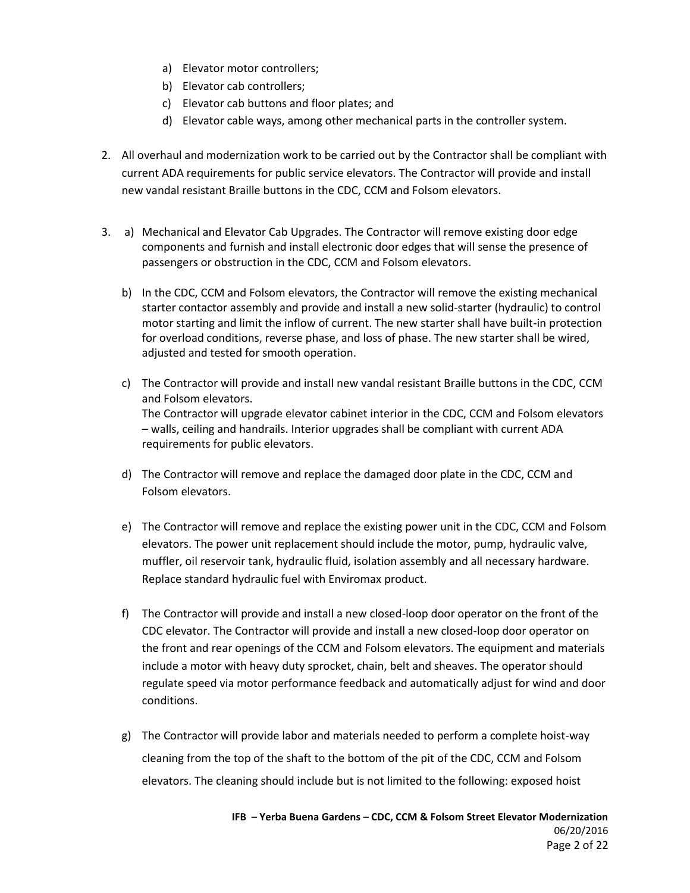a) Elevator motor controllers;
b) Elevator cab controllers;
c) Elevator cab buttons and floor plates; and
d) Elevator cable ways, among other mechanical parts in the controller system.

2. All overhaul and modernization work to be carried out by the Contractor shall be compliant with current ADA requirements for public service elevators. The Contractor will provide and install new vandal resistant Braille buttons in the CDC, CCM and Folsom elevators.

3. a) Mechanical and Elevator Cab Upgrades. The Contractor will remove existing door edge components and furnish and install electronic door edges that will sense the presence of passengers or obstruction in the CDC, CCM and Folsom elevators.

   b) In the CDC, CCM and Folsom elevators, the Contractor will remove the existing mechanical starter contactor assembly and provide and install a new solid-starter (hydraulic) to control motor starting and limit the inflow of current. The new starter shall have built-in protection for overload conditions, reverse phase, and loss of phase. The new starter shall be wired, adjusted and tested for smooth operation.

   c) The Contractor will provide and install new vandal resistant Braille buttons in the CDC, CCM and Folsom elevators.
   The Contractor will upgrade elevator cabinet interior in the CDC, CCM and Folsom elevators – walls, ceiling and handrails. Interior upgrades shall be compliant with current ADA requirements for public elevators.

   d) The Contractor will remove and replace the damaged door plate in the CDC, CCM and Folsom elevators.

   e) The Contractor will remove and replace the existing power unit in the CDC, CCM and Folsom elevators. The power unit replacement should include the motor, pump, hydraulic valve, muffler, oil reservoir tank, hydraulic fluid, isolation assembly and all necessary hardware. Replace standard hydraulic fuel with Enviromax product.

   f) The Contractor will provide and install a new closed-loop door operator on the front of the CDC elevator. The Contractor will provide and install a new closed-loop door operator on the front and rear openings of the CCM and Folsom elevators. The equipment and materials include a motor with heavy duty sprocket, chain, belt and sheaves. The operator should regulate speed via motor performance feedback and automatically adjust for wind and door conditions.

   g) The Contractor will provide labor and materials needed to perform a complete hoist-way cleaning from the top of the shaft to the bottom of the pit of the CDC, CCM and Folsom elevators. The cleaning should include but is not limited to the following: exposed hoist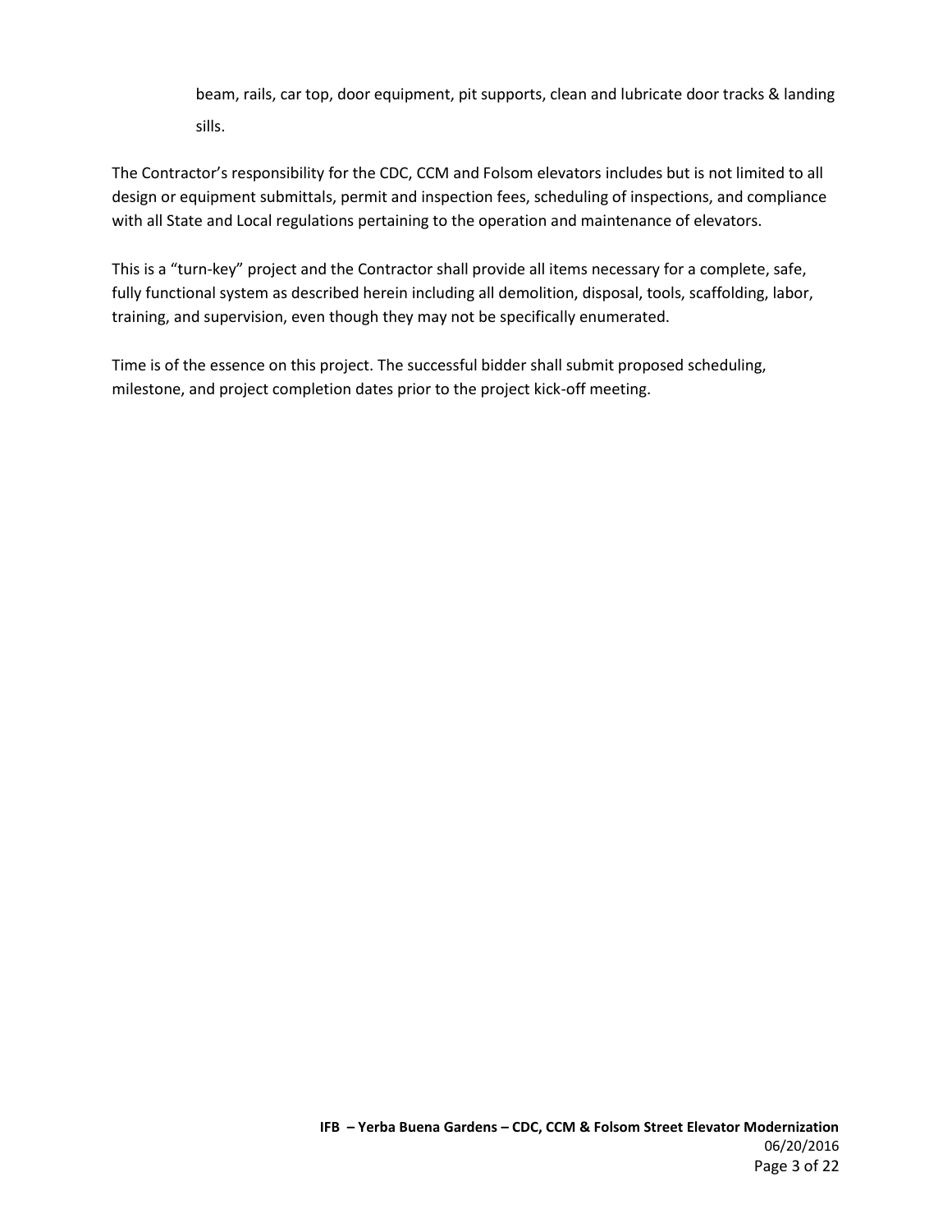beam, rails, car top, door equipment, pit supports, clean and lubricate door tracks & landing sills.

The Contractor's responsibility for the CDC, CCM and Folsom elevators includes but is not limited to all design or equipment submittals, permit and inspection fees, scheduling of inspections, and compliance with all State and Local regulations pertaining to the operation and maintenance of elevators.

This is a "turn-key" project and the Contractor shall provide all items necessary for a complete, safe, fully functional system as described herein including all demolition, disposal, tools, scaffolding, labor, training, and supervision, even though they may not be specifically enumerated.

Time is of the essence on this project. The successful bidder shall submit proposed scheduling, milestone, and project completion dates prior to the project kick-off meeting.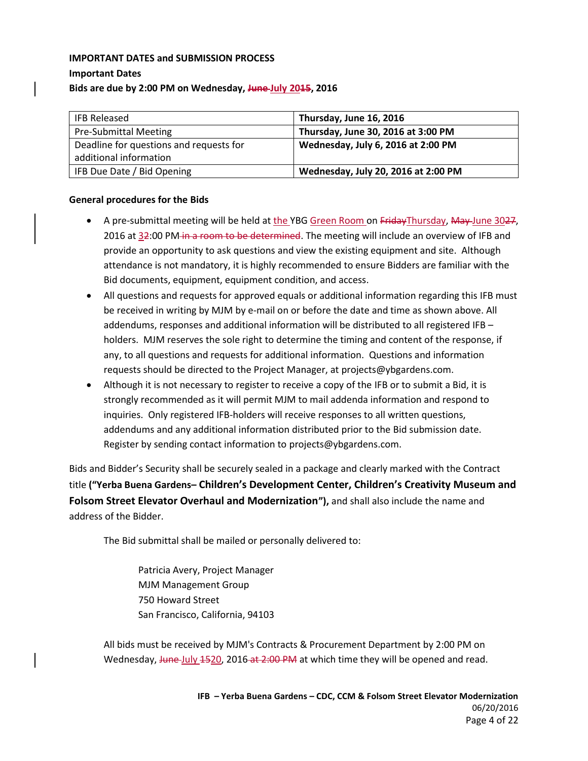**IMPORTANT DATES and SUBMISSION PROCESS**

**Important Dates**

**Bids are due by 2:00 PM on Wednesday, ~~June~~ July 20~~15~~, 2016**

| IFB Released | **Thursday, June 16, 2016** |
|---|---|
| Pre-Submittal Meeting | **Thursday, June 30, 2016 at 3:00 PM** |
| Deadline for questions and requests for additional information | **Wednesday, July 6, 2016 at 2:00 PM** |
| IFB Due Date / Bid Opening | **Wednesday, July 20, 2016 at 2:00 PM** |

**General procedures for the Bids**

- A pre-submittal meeting will be held at the YBG Green Room on ~~Friday~~Thursday, ~~May~~ June 30~~27~~, 2016 at 3~~2~~:00 PM ~~in a room to be determined~~. The meeting will include an overview of IFB and provide an opportunity to ask questions and view the existing equipment and site. Although attendance is not mandatory, it is highly recommended to ensure Bidders are familiar with the Bid documents, equipment, equipment condition, and access.
- All questions and requests for approved equals or additional information regarding this IFB must be received in writing by MJM by e-mail on or before the date and time as shown above. All addendums, responses and additional information will be distributed to all registered IFB – holders. MJM reserves the sole right to determine the timing and content of the response, if any, to all questions and requests for additional information. Questions and information requests should be directed to the Project Manager, at projects@ybgardens.com.
- Although it is not necessary to register to receive a copy of the IFB or to submit a Bid, it is strongly recommended as it will permit MJM to mail addenda information and respond to inquiries. Only registered IFB-holders will receive responses to all written questions, addendums and any additional information distributed prior to the Bid submission date. Register by sending contact information to projects@ybgardens.com.

Bids and Bidder's Security shall be securely sealed in a package and clearly marked with the Contract title **("Yerba Buena Gardens– Children's Development Center, Children's Creativity Museum and Folsom Street Elevator Overhaul and Modernization"),** and shall also include the name and address of the Bidder.

The Bid submittal shall be mailed or personally delivered to:

Patricia Avery, Project Manager
MJM Management Group
750 Howard Street
San Francisco, California, 94103

All bids must be received by MJM's Contracts & Procurement Department by 2:00 PM on Wednesday, ~~June~~ July ~~15~~20, 2016 ~~at 2:00 PM~~ at which time they will be opened and read.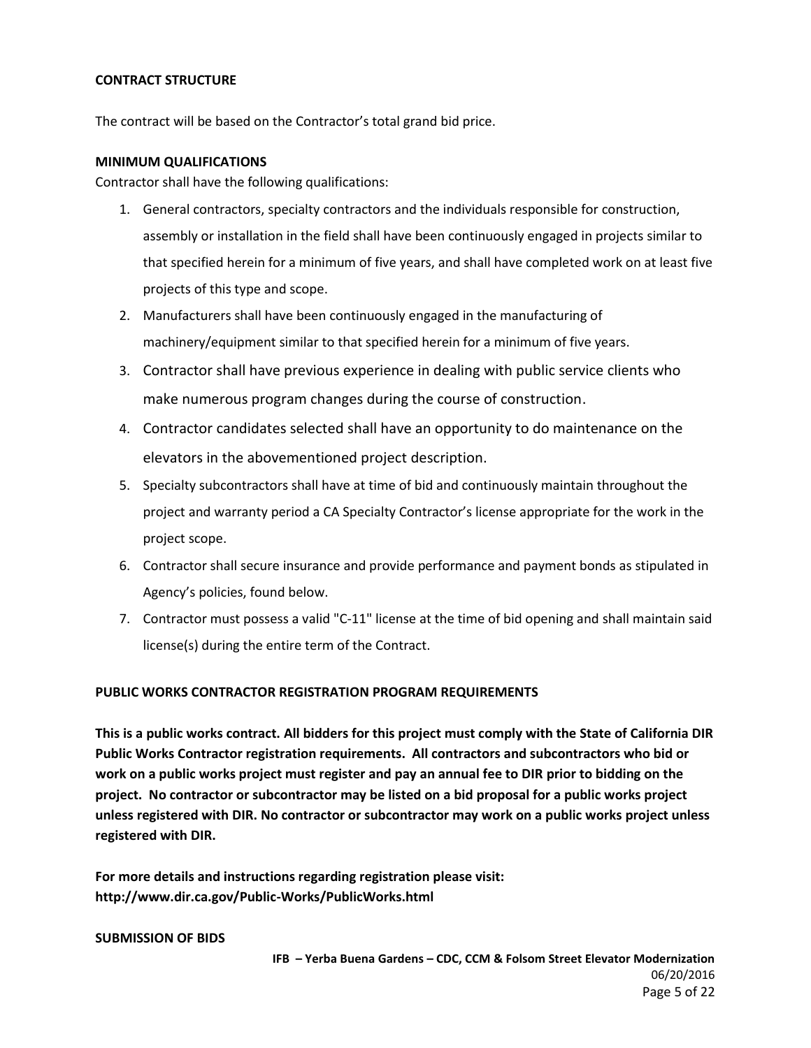**CONTRACT STRUCTURE**

The contract will be based on the Contractor's total grand bid price.

**MINIMUM QUALIFICATIONS**

Contractor shall have the following qualifications:

1. General contractors, specialty contractors and the individuals responsible for construction, assembly or installation in the field shall have been continuously engaged in projects similar to that specified herein for a minimum of five years, and shall have completed work on at least five projects of this type and scope.
2. Manufacturers shall have been continuously engaged in the manufacturing of machinery/equipment similar to that specified herein for a minimum of five years.
3. Contractor shall have previous experience in dealing with public service clients who make numerous program changes during the course of construction.
4. Contractor candidates selected shall have an opportunity to do maintenance on the elevators in the abovementioned project description.
5. Specialty subcontractors shall have at time of bid and continuously maintain throughout the project and warranty period a CA Specialty Contractor's license appropriate for the work in the project scope.
6. Contractor shall secure insurance and provide performance and payment bonds as stipulated in Agency's policies, found below.
7. Contractor must possess a valid "C-11" license at the time of bid opening and shall maintain said license(s) during the entire term of the Contract.

**PUBLIC WORKS CONTRACTOR REGISTRATION PROGRAM REQUIREMENTS**

**This is a public works contract. All bidders for this project must comply with the State of California DIR Public Works Contractor registration requirements. All contractors and subcontractors who bid or work on a public works project must register and pay an annual fee to DIR prior to bidding on the project. No contractor or subcontractor may be listed on a bid proposal for a public works project unless registered with DIR. No contractor or subcontractor may work on a public works project unless registered with DIR.**

**For more details and instructions regarding registration please visit: http://www.dir.ca.gov/Public-Works/PublicWorks.html**

**SUBMISSION OF BIDS**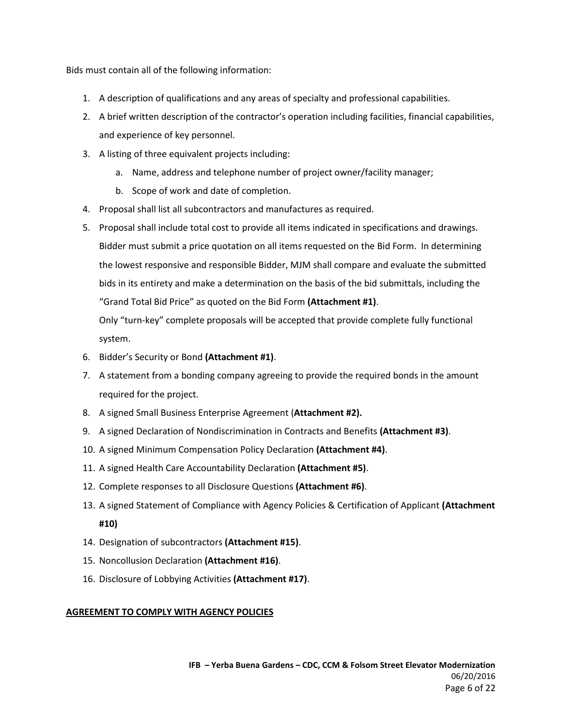Bids must contain all of the following information:

1. A description of qualifications and any areas of specialty and professional capabilities.
2. A brief written description of the contractor's operation including facilities, financial capabilities, and experience of key personnel.
3. A listing of three equivalent projects including:
    a. Name, address and telephone number of project owner/facility manager;
    b. Scope of work and date of completion.
4. Proposal shall list all subcontractors and manufactures as required.
5. Proposal shall include total cost to provide all items indicated in specifications and drawings. Bidder must submit a price quotation on all items requested on the Bid Form. In determining the lowest responsive and responsible Bidder, MJM shall compare and evaluate the submitted bids in its entirety and make a determination on the basis of the bid submittals, including the "Grand Total Bid Price" as quoted on the Bid Form **(Attachment #1)**.

    Only "turn-key" complete proposals will be accepted that provide complete fully functional system.
6. Bidder's Security or Bond **(Attachment #1)**.
7. A statement from a bonding company agreeing to provide the required bonds in the amount required for the project.
8. A signed Small Business Enterprise Agreement (**Attachment #2).**
9. A signed Declaration of Nondiscrimination in Contracts and Benefits **(Attachment #3)**.
10. A signed Minimum Compensation Policy Declaration **(Attachment #4)**.
11. A signed Health Care Accountability Declaration **(Attachment #5)**.
12. Complete responses to all Disclosure Questions **(Attachment #6)**.
13. A signed Statement of Compliance with Agency Policies & Certification of Applicant **(Attachment #10)**
14. Designation of subcontractors **(Attachment #15)**.
15. Noncollusion Declaration **(Attachment #16)**.
16. Disclosure of Lobbying Activities **(Attachment #17)**.

## AGREEMENT TO COMPLY WITH AGENCY POLICIES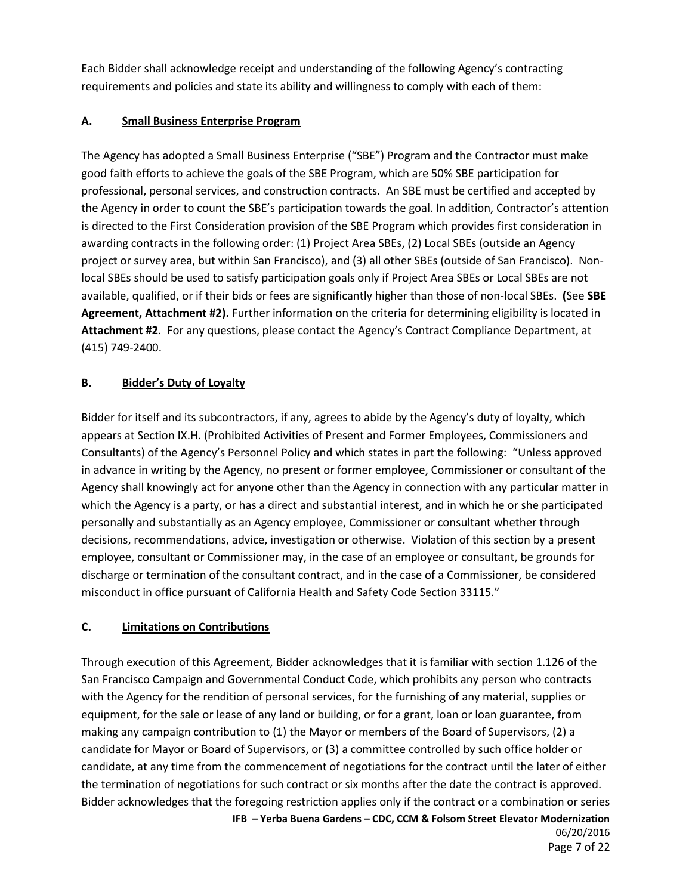Each Bidder shall acknowledge receipt and understanding of the following Agency's contracting requirements and policies and state its ability and willingness to comply with each of them:

### A. Small Business Enterprise Program

The Agency has adopted a Small Business Enterprise ("SBE") Program and the Contractor must make good faith efforts to achieve the goals of the SBE Program, which are 50% SBE participation for professional, personal services, and construction contracts. An SBE must be certified and accepted by the Agency in order to count the SBE's participation towards the goal. In addition, Contractor's attention is directed to the First Consideration provision of the SBE Program which provides first consideration in awarding contracts in the following order: (1) Project Area SBEs, (2) Local SBEs (outside an Agency project or survey area, but within San Francisco), and (3) all other SBEs (outside of San Francisco). Non-local SBEs should be used to satisfy participation goals only if Project Area SBEs or Local SBEs are not available, qualified, or if their bids or fees are significantly higher than those of non-local SBEs. **(**See **SBE Agreement, Attachment #2).** Further information on the criteria for determining eligibility is located in **Attachment #2**. For any questions, please contact the Agency's Contract Compliance Department, at (415) 749-2400.

### B. Bidder's Duty of Loyalty

Bidder for itself and its subcontractors, if any, agrees to abide by the Agency's duty of loyalty, which appears at Section IX.H. (Prohibited Activities of Present and Former Employees, Commissioners and Consultants) of the Agency's Personnel Policy and which states in part the following: "Unless approved in advance in writing by the Agency, no present or former employee, Commissioner or consultant of the Agency shall knowingly act for anyone other than the Agency in connection with any particular matter in which the Agency is a party, or has a direct and substantial interest, and in which he or she participated personally and substantially as an Agency employee, Commissioner or consultant whether through decisions, recommendations, advice, investigation or otherwise. Violation of this section by a present employee, consultant or Commissioner may, in the case of an employee or consultant, be grounds for discharge or termination of the consultant contract, and in the case of a Commissioner, be considered misconduct in office pursuant of California Health and Safety Code Section 33115."

### C. Limitations on Contributions

Through execution of this Agreement, Bidder acknowledges that it is familiar with section 1.126 of the San Francisco Campaign and Governmental Conduct Code, which prohibits any person who contracts with the Agency for the rendition of personal services, for the furnishing of any material, supplies or equipment, for the sale or lease of any land or building, or for a grant, loan or loan guarantee, from making any campaign contribution to (1) the Mayor or members of the Board of Supervisors, (2) a candidate for Mayor or Board of Supervisors, or (3) a committee controlled by such office holder or candidate, at any time from the commencement of negotiations for the contract until the later of either the termination of negotiations for such contract or six months after the date the contract is approved. Bidder acknowledges that the foregoing restriction applies only if the contract or a combination or series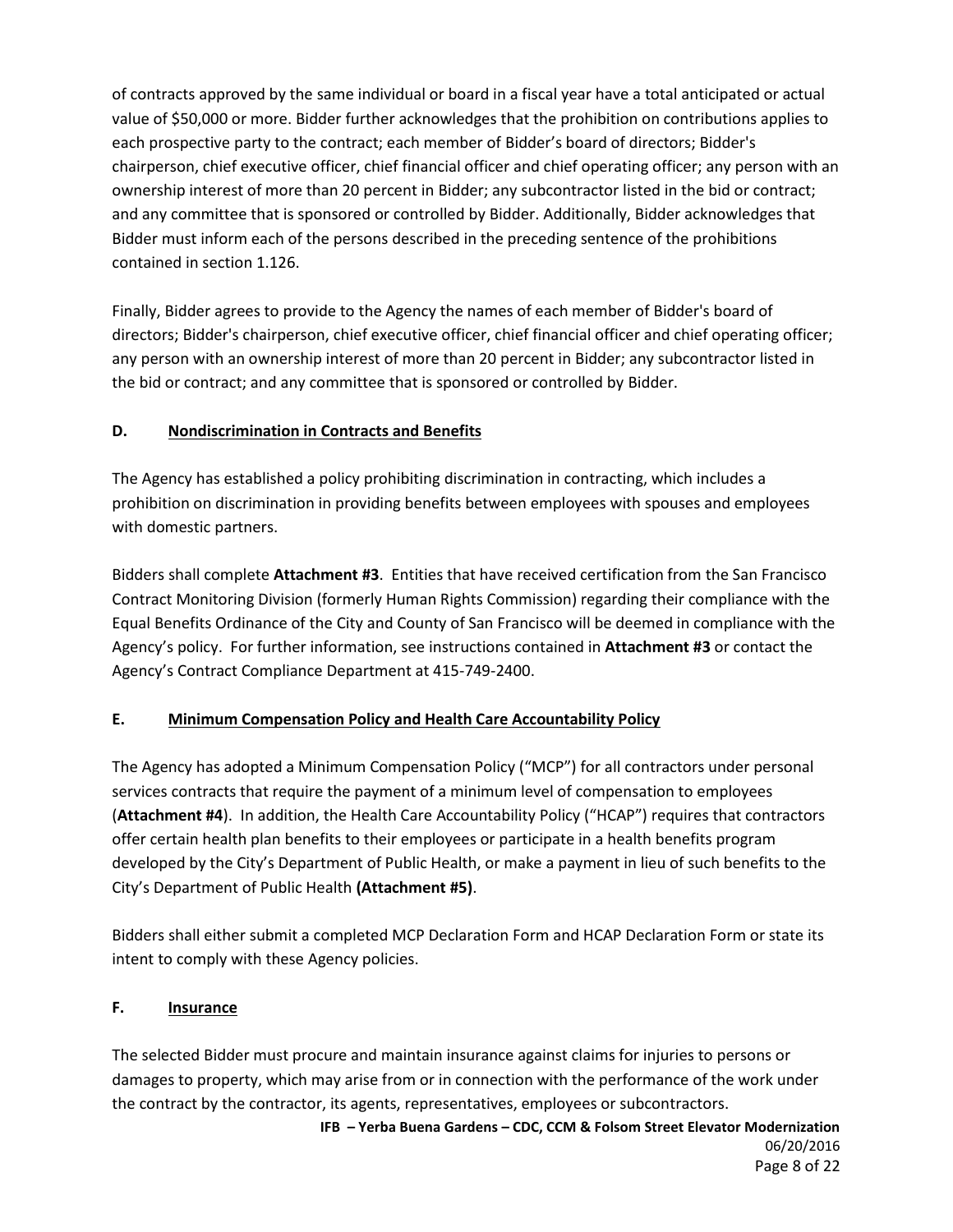of contracts approved by the same individual or board in a fiscal year have a total anticipated or actual value of $50,000 or more. Bidder further acknowledges that the prohibition on contributions applies to each prospective party to the contract; each member of Bidder's board of directors; Bidder's chairperson, chief executive officer, chief financial officer and chief operating officer; any person with an ownership interest of more than 20 percent in Bidder; any subcontractor listed in the bid or contract; and any committee that is sponsored or controlled by Bidder. Additionally, Bidder acknowledges that Bidder must inform each of the persons described in the preceding sentence of the prohibitions contained in section 1.126.

Finally, Bidder agrees to provide to the Agency the names of each member of Bidder's board of directors; Bidder's chairperson, chief executive officer, chief financial officer and chief operating officer; any person with an ownership interest of more than 20 percent in Bidder; any subcontractor listed in the bid or contract; and any committee that is sponsored or controlled by Bidder.

### D. Nondiscrimination in Contracts and Benefits

The Agency has established a policy prohibiting discrimination in contracting, which includes a prohibition on discrimination in providing benefits between employees with spouses and employees with domestic partners.

Bidders shall complete **Attachment #3**. Entities that have received certification from the San Francisco Contract Monitoring Division (formerly Human Rights Commission) regarding their compliance with the Equal Benefits Ordinance of the City and County of San Francisco will be deemed in compliance with the Agency's policy. For further information, see instructions contained in **Attachment #3** or contact the Agency's Contract Compliance Department at 415-749-2400.

### E. Minimum Compensation Policy and Health Care Accountability Policy

The Agency has adopted a Minimum Compensation Policy ("MCP") for all contractors under personal services contracts that require the payment of a minimum level of compensation to employees (**Attachment #4**). In addition, the Health Care Accountability Policy ("HCAP") requires that contractors offer certain health plan benefits to their employees or participate in a health benefits program developed by the City's Department of Public Health, or make a payment in lieu of such benefits to the City's Department of Public Health **(Attachment #5)**.

Bidders shall either submit a completed MCP Declaration Form and HCAP Declaration Form or state its intent to comply with these Agency policies.

### F. Insurance

The selected Bidder must procure and maintain insurance against claims for injuries to persons or damages to property, which may arise from or in connection with the performance of the work under the contract by the contractor, its agents, representatives, employees or subcontractors.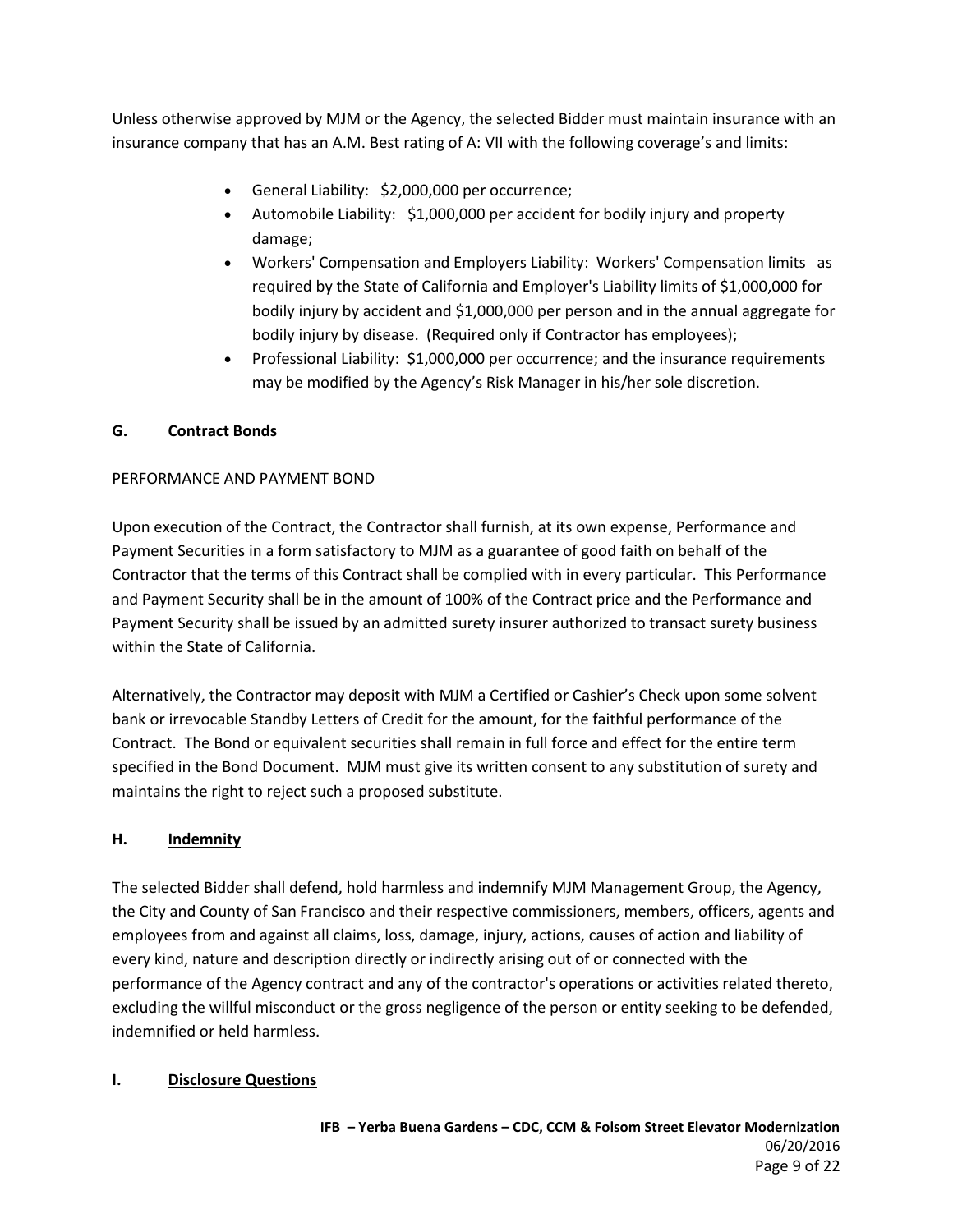Unless otherwise approved by MJM or the Agency, the selected Bidder must maintain insurance with an insurance company that has an A.M. Best rating of A: VII with the following coverage's and limits:

- General Liability: $2,000,000 per occurrence;
- Automobile Liability: $1,000,000 per accident for bodily injury and property damage;
- Workers' Compensation and Employers Liability: Workers' Compensation limits as required by the State of California and Employer's Liability limits of $1,000,000 for bodily injury by accident and $1,000,000 per person and in the annual aggregate for bodily injury by disease. (Required only if Contractor has employees);
- Professional Liability: $1,000,000 per occurrence; and the insurance requirements may be modified by the Agency's Risk Manager in his/her sole discretion.

### G. Contract Bonds

PERFORMANCE AND PAYMENT BOND

Upon execution of the Contract, the Contractor shall furnish, at its own expense, Performance and Payment Securities in a form satisfactory to MJM as a guarantee of good faith on behalf of the Contractor that the terms of this Contract shall be complied with in every particular. This Performance and Payment Security shall be in the amount of 100% of the Contract price and the Performance and Payment Security shall be issued by an admitted surety insurer authorized to transact surety business within the State of California.

Alternatively, the Contractor may deposit with MJM a Certified or Cashier's Check upon some solvent bank or irrevocable Standby Letters of Credit for the amount, for the faithful performance of the Contract. The Bond or equivalent securities shall remain in full force and effect for the entire term specified in the Bond Document. MJM must give its written consent to any substitution of surety and maintains the right to reject such a proposed substitute.

### H. Indemnity

The selected Bidder shall defend, hold harmless and indemnify MJM Management Group, the Agency, the City and County of San Francisco and their respective commissioners, members, officers, agents and employees from and against all claims, loss, damage, injury, actions, causes of action and liability of every kind, nature and description directly or indirectly arising out of or connected with the performance of the Agency contract and any of the contractor's operations or activities related thereto, excluding the willful misconduct or the gross negligence of the person or entity seeking to be defended, indemnified or held harmless.

### I. Disclosure Questions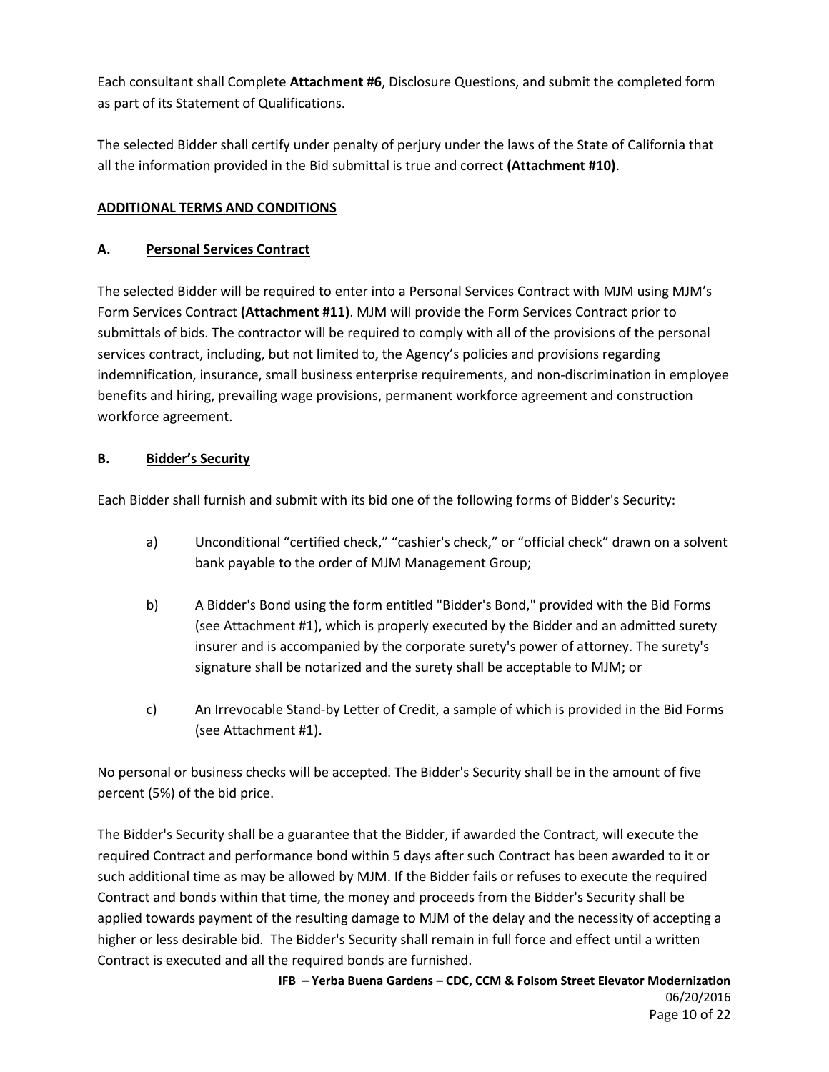Each consultant shall Complete **Attachment #6**, Disclosure Questions, and submit the completed form as part of its Statement of Qualifications.

The selected Bidder shall certify under penalty of perjury under the laws of the State of California that all the information provided in the Bid submittal is true and correct **(Attachment #10)**.

## ADDITIONAL TERMS AND CONDITIONS

### A. Personal Services Contract

The selected Bidder will be required to enter into a Personal Services Contract with MJM using MJM's Form Services Contract **(Attachment #11)**. MJM will provide the Form Services Contract prior to submittals of bids. The contractor will be required to comply with all of the provisions of the personal services contract, including, but not limited to, the Agency's policies and provisions regarding indemnification, insurance, small business enterprise requirements, and non-discrimination in employee benefits and hiring, prevailing wage provisions, permanent workforce agreement and construction workforce agreement.

### B. Bidder's Security

Each Bidder shall furnish and submit with its bid one of the following forms of Bidder's Security:

a) Unconditional "certified check," "cashier's check," or "official check" drawn on a solvent bank payable to the order of MJM Management Group;

b) A Bidder's Bond using the form entitled "Bidder's Bond," provided with the Bid Forms (see Attachment #1), which is properly executed by the Bidder and an admitted surety insurer and is accompanied by the corporate surety's power of attorney. The surety's signature shall be notarized and the surety shall be acceptable to MJM; or

c) An Irrevocable Stand-by Letter of Credit, a sample of which is provided in the Bid Forms (see Attachment #1).

No personal or business checks will be accepted. The Bidder's Security shall be in the amount of five percent (5%) of the bid price.

The Bidder's Security shall be a guarantee that the Bidder, if awarded the Contract, will execute the required Contract and performance bond within 5 days after such Contract has been awarded to it or such additional time as may be allowed by MJM. If the Bidder fails or refuses to execute the required Contract and bonds within that time, the money and proceeds from the Bidder's Security shall be applied towards payment of the resulting damage to MJM of the delay and the necessity of accepting a higher or less desirable bid. The Bidder's Security shall remain in full force and effect until a written Contract is executed and all the required bonds are furnished.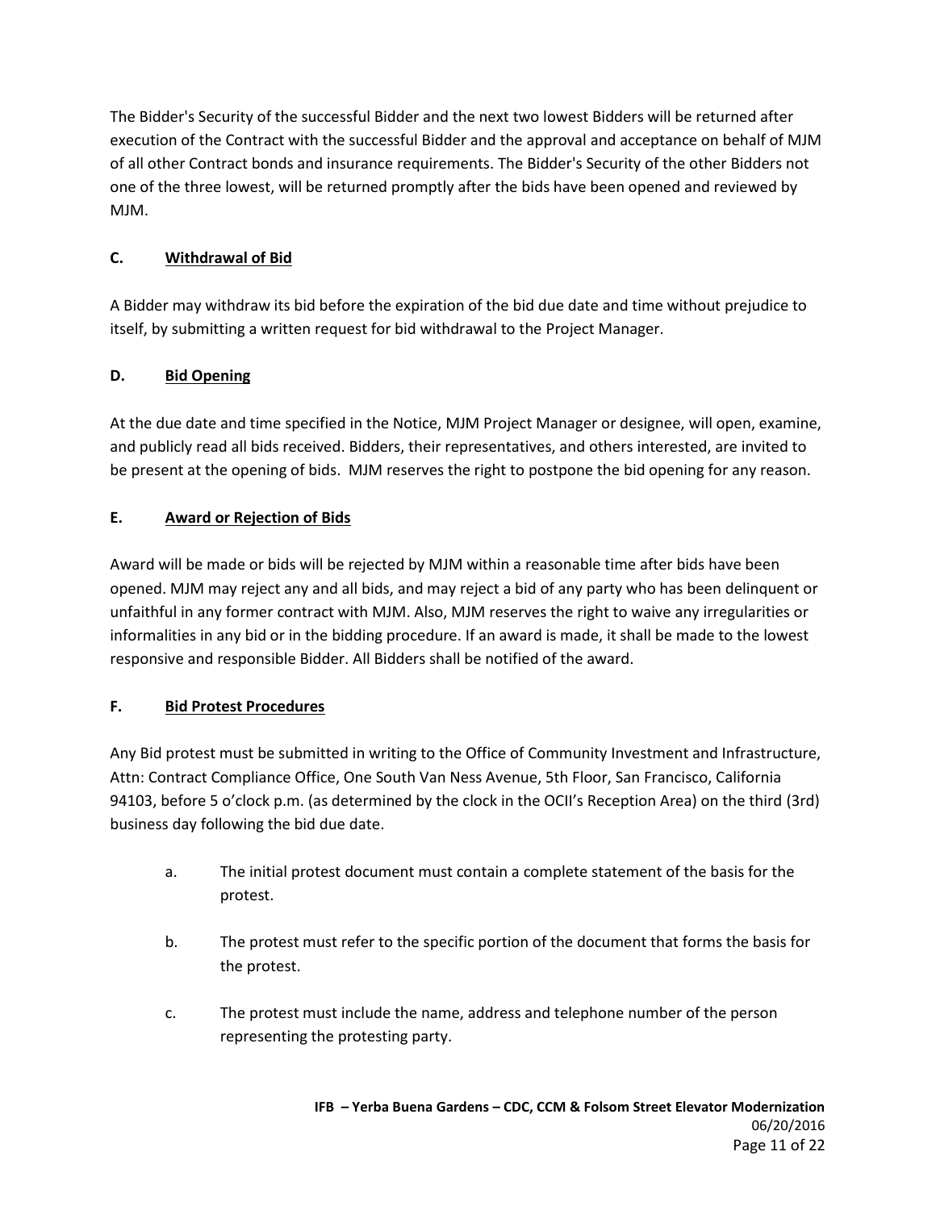The Bidder's Security of the successful Bidder and the next two lowest Bidders will be returned after execution of the Contract with the successful Bidder and the approval and acceptance on behalf of MJM of all other Contract bonds and insurance requirements. The Bidder's Security of the other Bidders not one of the three lowest, will be returned promptly after the bids have been opened and reviewed by MJM.

### C. Withdrawal of Bid

A Bidder may withdraw its bid before the expiration of the bid due date and time without prejudice to itself, by submitting a written request for bid withdrawal to the Project Manager.

### D. Bid Opening

At the due date and time specified in the Notice, MJM Project Manager or designee, will open, examine, and publicly read all bids received. Bidders, their representatives, and others interested, are invited to be present at the opening of bids. MJM reserves the right to postpone the bid opening for any reason.

### E. Award or Rejection of Bids

Award will be made or bids will be rejected by MJM within a reasonable time after bids have been opened. MJM may reject any and all bids, and may reject a bid of any party who has been delinquent or unfaithful in any former contract with MJM. Also, MJM reserves the right to waive any irregularities or informalities in any bid or in the bidding procedure. If an award is made, it shall be made to the lowest responsive and responsible Bidder. All Bidders shall be notified of the award.

### F. Bid Protest Procedures

Any Bid protest must be submitted in writing to the Office of Community Investment and Infrastructure, Attn: Contract Compliance Office, One South Van Ness Avenue, 5th Floor, San Francisco, California 94103, before 5 o'clock p.m. (as determined by the clock in the OCII's Reception Area) on the third (3rd) business day following the bid due date.

a. The initial protest document must contain a complete statement of the basis for the protest.

b. The protest must refer to the specific portion of the document that forms the basis for the protest.

c. The protest must include the name, address and telephone number of the person representing the protesting party.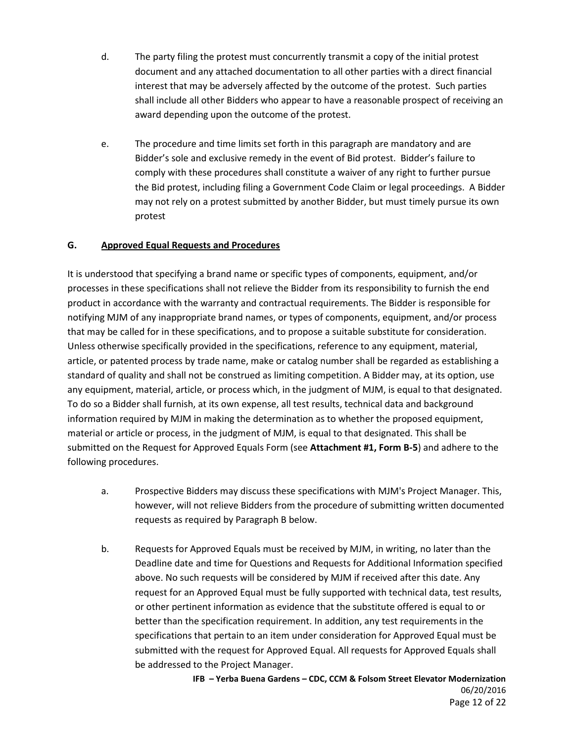d. The party filing the protest must concurrently transmit a copy of the initial protest document and any attached documentation to all other parties with a direct financial interest that may be adversely affected by the outcome of the protest. Such parties shall include all other Bidders who appear to have a reasonable prospect of receiving an award depending upon the outcome of the protest.

e. The procedure and time limits set forth in this paragraph are mandatory and are Bidder's sole and exclusive remedy in the event of Bid protest. Bidder's failure to comply with these procedures shall constitute a waiver of any right to further pursue the Bid protest, including filing a Government Code Claim or legal proceedings. A Bidder may not rely on a protest submitted by another Bidder, but must timely pursue its own protest

## G. Approved Equal Requests and Procedures

It is understood that specifying a brand name or specific types of components, equipment, and/or processes in these specifications shall not relieve the Bidder from its responsibility to furnish the end product in accordance with the warranty and contractual requirements. The Bidder is responsible for notifying MJM of any inappropriate brand names, or types of components, equipment, and/or process that may be called for in these specifications, and to propose a suitable substitute for consideration. Unless otherwise specifically provided in the specifications, reference to any equipment, material, article, or patented process by trade name, make or catalog number shall be regarded as establishing a standard of quality and shall not be construed as limiting competition. A Bidder may, at its option, use any equipment, material, article, or process which, in the judgment of MJM, is equal to that designated. To do so a Bidder shall furnish, at its own expense, all test results, technical data and background information required by MJM in making the determination as to whether the proposed equipment, material or article or process, in the judgment of MJM, is equal to that designated. This shall be submitted on the Request for Approved Equals Form (see **Attachment #1, Form B-5**) and adhere to the following procedures.

a. Prospective Bidders may discuss these specifications with MJM's Project Manager. This, however, will not relieve Bidders from the procedure of submitting written documented requests as required by Paragraph B below.

b. Requests for Approved Equals must be received by MJM, in writing, no later than the Deadline date and time for Questions and Requests for Additional Information specified above. No such requests will be considered by MJM if received after this date. Any request for an Approved Equal must be fully supported with technical data, test results, or other pertinent information as evidence that the substitute offered is equal to or better than the specification requirement. In addition, any test requirements in the specifications that pertain to an item under consideration for Approved Equal must be submitted with the request for Approved Equal. All requests for Approved Equals shall be addressed to the Project Manager.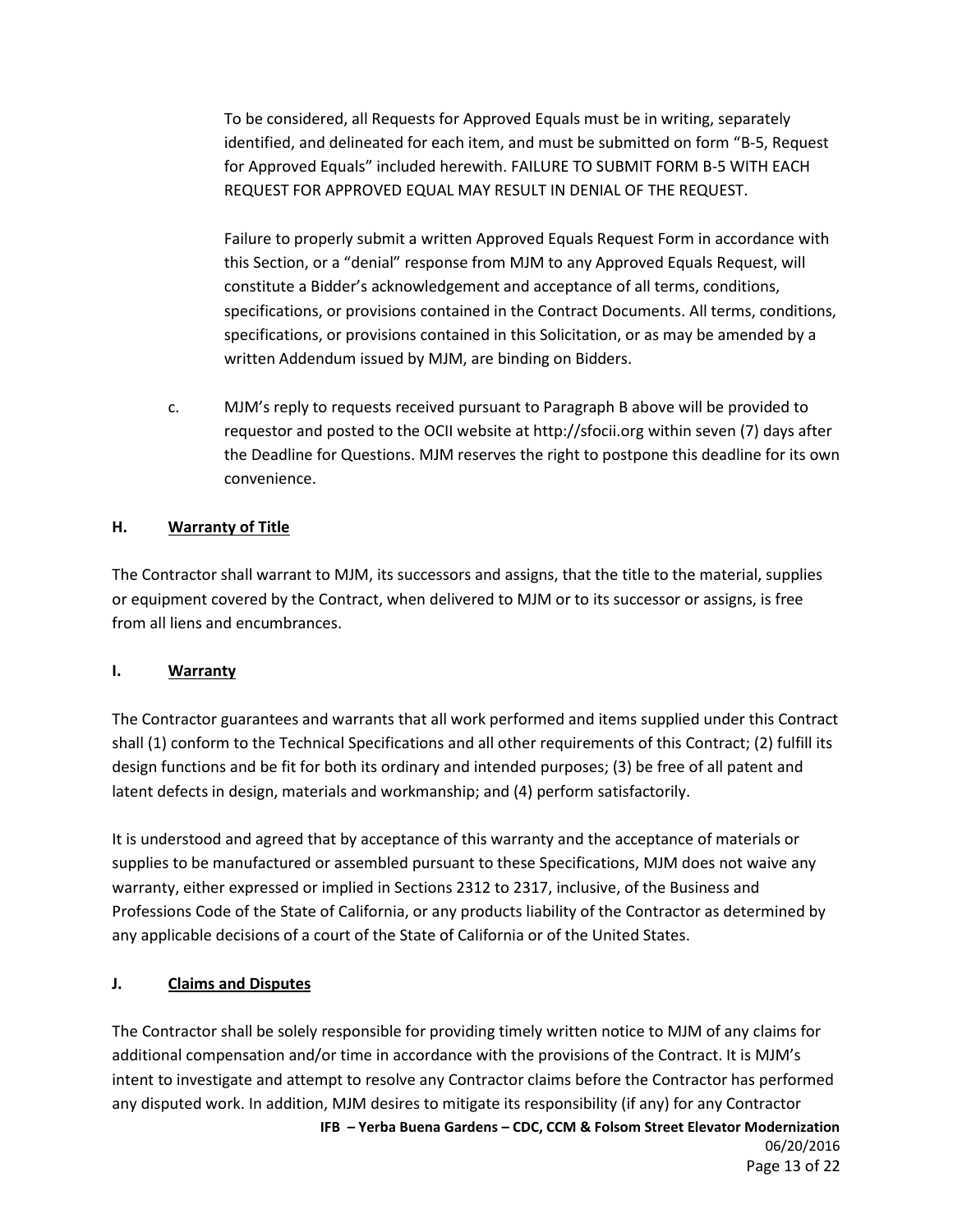To be considered, all Requests for Approved Equals must be in writing, separately identified, and delineated for each item, and must be submitted on form "B-5, Request for Approved Equals" included herewith. FAILURE TO SUBMIT FORM B-5 WITH EACH REQUEST FOR APPROVED EQUAL MAY RESULT IN DENIAL OF THE REQUEST.

Failure to properly submit a written Approved Equals Request Form in accordance with this Section, or a "denial" response from MJM to any Approved Equals Request, will constitute a Bidder's acknowledgement and acceptance of all terms, conditions, specifications, or provisions contained in the Contract Documents. All terms, conditions, specifications, or provisions contained in this Solicitation, or as may be amended by a written Addendum issued by MJM, are binding on Bidders.

c. MJM's reply to requests received pursuant to Paragraph B above will be provided to requestor and posted to the OCII website at http://sfocii.org within seven (7) days after the Deadline for Questions. MJM reserves the right to postpone this deadline for its own convenience.

**H. Warranty of Title**

The Contractor shall warrant to MJM, its successors and assigns, that the title to the material, supplies or equipment covered by the Contract, when delivered to MJM or to its successor or assigns, is free from all liens and encumbrances.

**I. Warranty**

The Contractor guarantees and warrants that all work performed and items supplied under this Contract shall (1) conform to the Technical Specifications and all other requirements of this Contract; (2) fulfill its design functions and be fit for both its ordinary and intended purposes; (3) be free of all patent and latent defects in design, materials and workmanship; and (4) perform satisfactorily.

It is understood and agreed that by acceptance of this warranty and the acceptance of materials or supplies to be manufactured or assembled pursuant to these Specifications, MJM does not waive any warranty, either expressed or implied in Sections 2312 to 2317, inclusive, of the Business and Professions Code of the State of California, or any products liability of the Contractor as determined by any applicable decisions of a court of the State of California or of the United States.

**J. Claims and Disputes**

The Contractor shall be solely responsible for providing timely written notice to MJM of any claims for additional compensation and/or time in accordance with the provisions of the Contract. It is MJM's intent to investigate and attempt to resolve any Contractor claims before the Contractor has performed any disputed work. In addition, MJM desires to mitigate its responsibility (if any) for any Contractor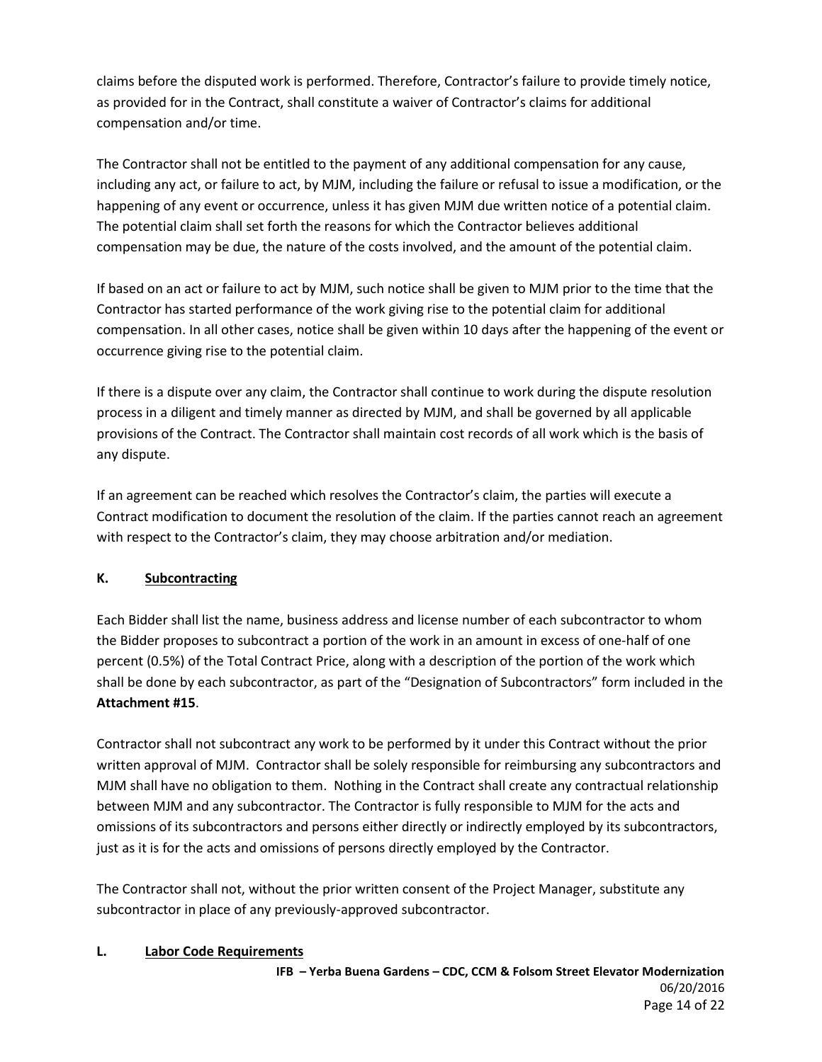claims before the disputed work is performed. Therefore, Contractor's failure to provide timely notice, as provided for in the Contract, shall constitute a waiver of Contractor's claims for additional compensation and/or time.

The Contractor shall not be entitled to the payment of any additional compensation for any cause, including any act, or failure to act, by MJM, including the failure or refusal to issue a modification, or the happening of any event or occurrence, unless it has given MJM due written notice of a potential claim. The potential claim shall set forth the reasons for which the Contractor believes additional compensation may be due, the nature of the costs involved, and the amount of the potential claim.

If based on an act or failure to act by MJM, such notice shall be given to MJM prior to the time that the Contractor has started performance of the work giving rise to the potential claim for additional compensation. In all other cases, notice shall be given within 10 days after the happening of the event or occurrence giving rise to the potential claim.

If there is a dispute over any claim, the Contractor shall continue to work during the dispute resolution process in a diligent and timely manner as directed by MJM, and shall be governed by all applicable provisions of the Contract. The Contractor shall maintain cost records of all work which is the basis of any dispute.

If an agreement can be reached which resolves the Contractor's claim, the parties will execute a Contract modification to document the resolution of the claim. If the parties cannot reach an agreement with respect to the Contractor's claim, they may choose arbitration and/or mediation.

### K. Subcontracting

Each Bidder shall list the name, business address and license number of each subcontractor to whom the Bidder proposes to subcontract a portion of the work in an amount in excess of one-half of one percent (0.5%) of the Total Contract Price, along with a description of the portion of the work which shall be done by each subcontractor, as part of the "Designation of Subcontractors" form included in the **Attachment #15**.

Contractor shall not subcontract any work to be performed by it under this Contract without the prior written approval of MJM. Contractor shall be solely responsible for reimbursing any subcontractors and MJM shall have no obligation to them. Nothing in the Contract shall create any contractual relationship between MJM and any subcontractor. The Contractor is fully responsible to MJM for the acts and omissions of its subcontractors and persons either directly or indirectly employed by its subcontractors, just as it is for the acts and omissions of persons directly employed by the Contractor.

The Contractor shall not, without the prior written consent of the Project Manager, substitute any subcontractor in place of any previously-approved subcontractor.

### L. Labor Code Requirements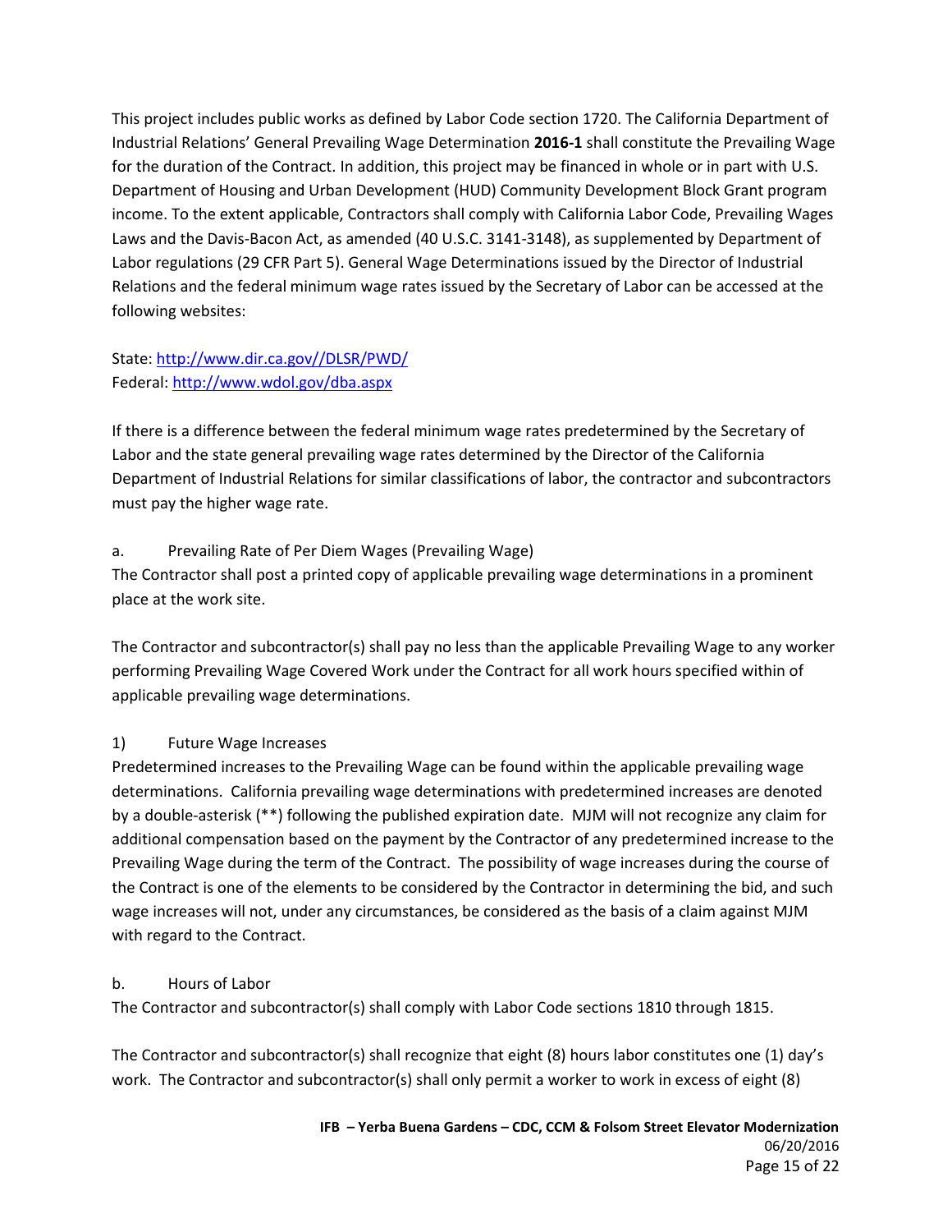This project includes public works as defined by Labor Code section 1720. The California Department of Industrial Relations' General Prevailing Wage Determination **2016-1** shall constitute the Prevailing Wage for the duration of the Contract. In addition, this project may be financed in whole or in part with U.S. Department of Housing and Urban Development (HUD) Community Development Block Grant program income. To the extent applicable, Contractors shall comply with California Labor Code, Prevailing Wages Laws and the Davis-Bacon Act, as amended (40 U.S.C. 3141-3148), as supplemented by Department of Labor regulations (29 CFR Part 5). General Wage Determinations issued by the Director of Industrial Relations and the federal minimum wage rates issued by the Secretary of Labor can be accessed at the following websites:

State: http://www.dir.ca.gov//DLSR/PWD/
Federal: http://www.wdol.gov/dba.aspx

If there is a difference between the federal minimum wage rates predetermined by the Secretary of Labor and the state general prevailing wage rates determined by the Director of the California Department of Industrial Relations for similar classifications of labor, the contractor and subcontractors must pay the higher wage rate.

a. Prevailing Rate of Per Diem Wages (Prevailing Wage)

The Contractor shall post a printed copy of applicable prevailing wage determinations in a prominent place at the work site.

The Contractor and subcontractor(s) shall pay no less than the applicable Prevailing Wage to any worker performing Prevailing Wage Covered Work under the Contract for all work hours specified within of applicable prevailing wage determinations.

1) Future Wage Increases

Predetermined increases to the Prevailing Wage can be found within the applicable prevailing wage determinations. California prevailing wage determinations with predetermined increases are denoted by a double-asterisk (**) following the published expiration date. MJM will not recognize any claim for additional compensation based on the payment by the Contractor of any predetermined increase to the Prevailing Wage during the term of the Contract. The possibility of wage increases during the course of the Contract is one of the elements to be considered by the Contractor in determining the bid, and such wage increases will not, under any circumstances, be considered as the basis of a claim against MJM with regard to the Contract.

b. Hours of Labor

The Contractor and subcontractor(s) shall comply with Labor Code sections 1810 through 1815.

The Contractor and subcontractor(s) shall recognize that eight (8) hours labor constitutes one (1) day's work. The Contractor and subcontractor(s) shall only permit a worker to work in excess of eight (8)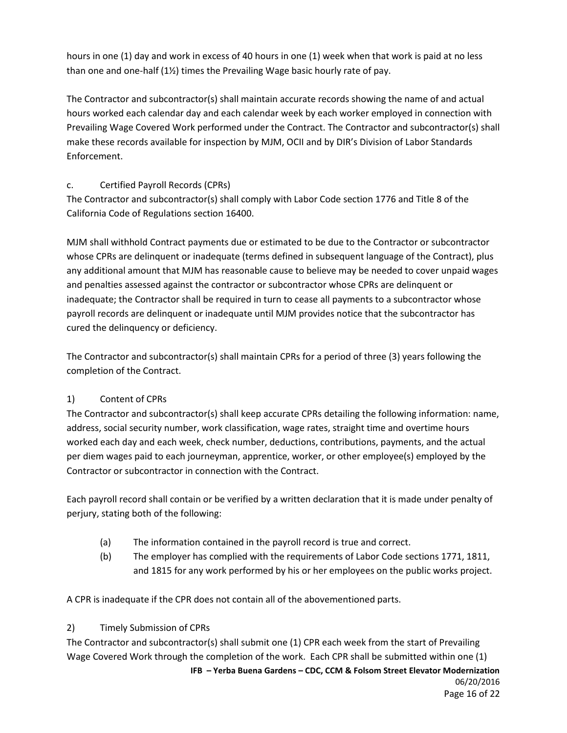hours in one (1) day and work in excess of 40 hours in one (1) week when that work is paid at no less than one and one-half (1½) times the Prevailing Wage basic hourly rate of pay.

The Contractor and subcontractor(s) shall maintain accurate records showing the name of and actual hours worked each calendar day and each calendar week by each worker employed in connection with Prevailing Wage Covered Work performed under the Contract. The Contractor and subcontractor(s) shall make these records available for inspection by MJM, OCII and by DIR's Division of Labor Standards Enforcement.

c. Certified Payroll Records (CPRs)

The Contractor and subcontractor(s) shall comply with Labor Code section 1776 and Title 8 of the California Code of Regulations section 16400.

MJM shall withhold Contract payments due or estimated to be due to the Contractor or subcontractor whose CPRs are delinquent or inadequate (terms defined in subsequent language of the Contract), plus any additional amount that MJM has reasonable cause to believe may be needed to cover unpaid wages and penalties assessed against the contractor or subcontractor whose CPRs are delinquent or inadequate; the Contractor shall be required in turn to cease all payments to a subcontractor whose payroll records are delinquent or inadequate until MJM provides notice that the subcontractor has cured the delinquency or deficiency.

The Contractor and subcontractor(s) shall maintain CPRs for a period of three (3) years following the completion of the Contract.

1) Content of CPRs

The Contractor and subcontractor(s) shall keep accurate CPRs detailing the following information: name, address, social security number, work classification, wage rates, straight time and overtime hours worked each day and each week, check number, deductions, contributions, payments, and the actual per diem wages paid to each journeyman, apprentice, worker, or other employee(s) employed by the Contractor or subcontractor in connection with the Contract.

Each payroll record shall contain or be verified by a written declaration that it is made under penalty of perjury, stating both of the following:

(a) The information contained in the payroll record is true and correct.
(b) The employer has complied with the requirements of Labor Code sections 1771, 1811, and 1815 for any work performed by his or her employees on the public works project.

A CPR is inadequate if the CPR does not contain all of the abovementioned parts.

2) Timely Submission of CPRs

The Contractor and subcontractor(s) shall submit one (1) CPR each week from the start of Prevailing Wage Covered Work through the completion of the work. Each CPR shall be submitted within one (1)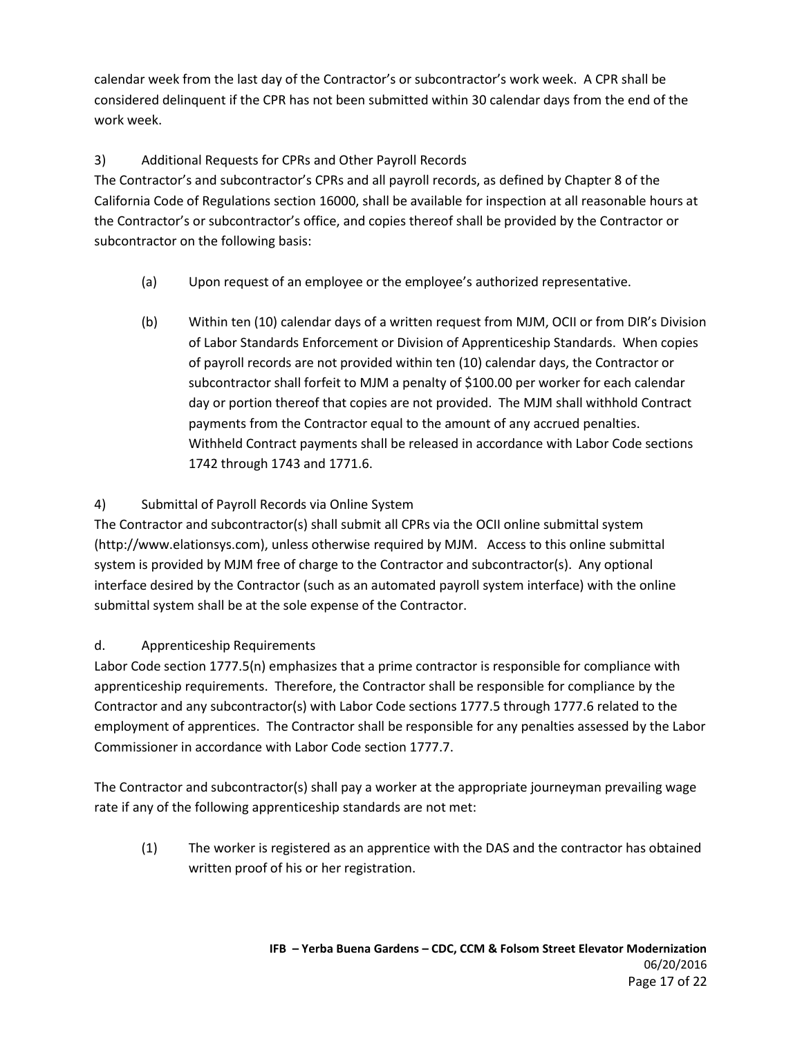calendar week from the last day of the Contractor's or subcontractor's work week. A CPR shall be considered delinquent if the CPR has not been submitted within 30 calendar days from the end of the work week.

3) Additional Requests for CPRs and Other Payroll Records

The Contractor's and subcontractor's CPRs and all payroll records, as defined by Chapter 8 of the California Code of Regulations section 16000, shall be available for inspection at all reasonable hours at the Contractor's or subcontractor's office, and copies thereof shall be provided by the Contractor or subcontractor on the following basis:

(a) Upon request of an employee or the employee's authorized representative.

(b) Within ten (10) calendar days of a written request from MJM, OCII or from DIR's Division of Labor Standards Enforcement or Division of Apprenticeship Standards. When copies of payroll records are not provided within ten (10) calendar days, the Contractor or subcontractor shall forfeit to MJM a penalty of $100.00 per worker for each calendar day or portion thereof that copies are not provided. The MJM shall withhold Contract payments from the Contractor equal to the amount of any accrued penalties. Withheld Contract payments shall be released in accordance with Labor Code sections 1742 through 1743 and 1771.6.

4) Submittal of Payroll Records via Online System

The Contractor and subcontractor(s) shall submit all CPRs via the OCII online submittal system (http://www.elationsys.com), unless otherwise required by MJM. Access to this online submittal system is provided by MJM free of charge to the Contractor and subcontractor(s). Any optional interface desired by the Contractor (such as an automated payroll system interface) with the online submittal system shall be at the sole expense of the Contractor.

d. Apprenticeship Requirements

Labor Code section 1777.5(n) emphasizes that a prime contractor is responsible for compliance with apprenticeship requirements. Therefore, the Contractor shall be responsible for compliance by the Contractor and any subcontractor(s) with Labor Code sections 1777.5 through 1777.6 related to the employment of apprentices. The Contractor shall be responsible for any penalties assessed by the Labor Commissioner in accordance with Labor Code section 1777.7.

The Contractor and subcontractor(s) shall pay a worker at the appropriate journeyman prevailing wage rate if any of the following apprenticeship standards are not met:

(1) The worker is registered as an apprentice with the DAS and the contractor has obtained written proof of his or her registration.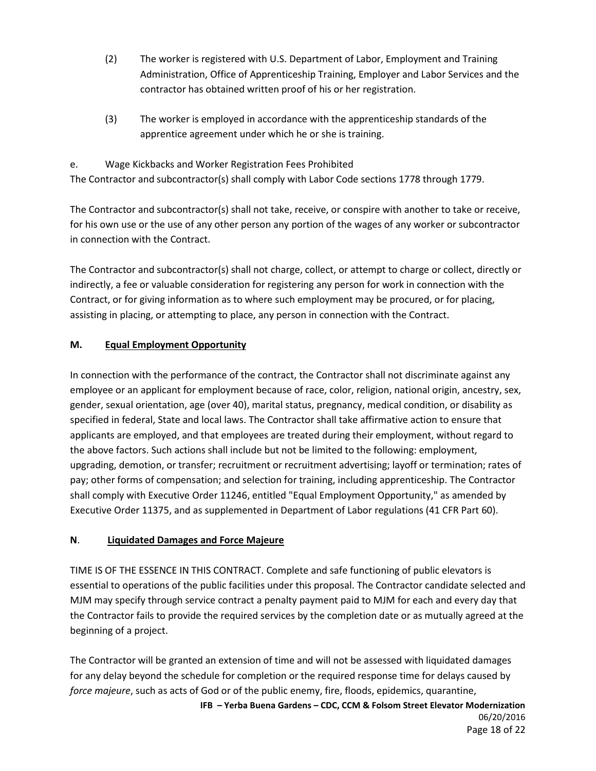(2) The worker is registered with U.S. Department of Labor, Employment and Training Administration, Office of Apprenticeship Training, Employer and Labor Services and the contractor has obtained written proof of his or her registration.

(3) The worker is employed in accordance with the apprenticeship standards of the apprentice agreement under which he or she is training.

e. Wage Kickbacks and Worker Registration Fees Prohibited

The Contractor and subcontractor(s) shall comply with Labor Code sections 1778 through 1779.

The Contractor and subcontractor(s) shall not take, receive, or conspire with another to take or receive, for his own use or the use of any other person any portion of the wages of any worker or subcontractor in connection with the Contract.

The Contractor and subcontractor(s) shall not charge, collect, or attempt to charge or collect, directly or indirectly, a fee or valuable consideration for registering any person for work in connection with the Contract, or for giving information as to where such employment may be procured, or for placing, assisting in placing, or attempting to place, any person in connection with the Contract.

**M. <u>Equal Employment Opportunity</u>**

In connection with the performance of the contract, the Contractor shall not discriminate against any employee or an applicant for employment because of race, color, religion, national origin, ancestry, sex, gender, sexual orientation, age (over 40), marital status, pregnancy, medical condition, or disability as specified in federal, State and local laws. The Contractor shall take affirmative action to ensure that applicants are employed, and that employees are treated during their employment, without regard to the above factors. Such actions shall include but not be limited to the following: employment, upgrading, demotion, or transfer; recruitment or recruitment advertising; layoff or termination; rates of pay; other forms of compensation; and selection for training, including apprenticeship. The Contractor shall comply with Executive Order 11246, entitled "Equal Employment Opportunity," as amended by Executive Order 11375, and as supplemented in Department of Labor regulations (41 CFR Part 60).

**N. <u>Liquidated Damages and Force Majeure</u>**

TIME IS OF THE ESSENCE IN THIS CONTRACT. Complete and safe functioning of public elevators is essential to operations of the public facilities under this proposal. The Contractor candidate selected and MJM may specify through service contract a penalty payment paid to MJM for each and every day that the Contractor fails to provide the required services by the completion date or as mutually agreed at the beginning of a project.

The Contractor will be granted an extension of time and will not be assessed with liquidated damages for any delay beyond the schedule for completion or the required response time for delays caused by *force majeure*, such as acts of God or of the public enemy, fire, floods, epidemics, quarantine,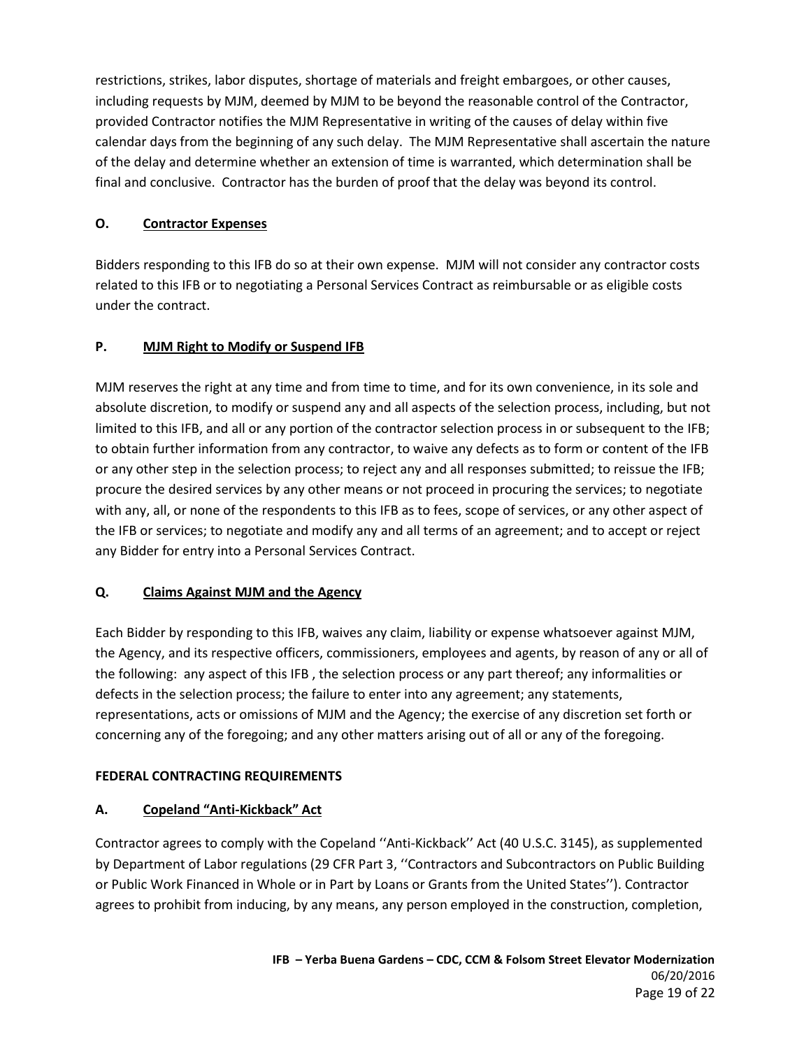restrictions, strikes, labor disputes, shortage of materials and freight embargoes, or other causes, including requests by MJM, deemed by MJM to be beyond the reasonable control of the Contractor, provided Contractor notifies the MJM Representative in writing of the causes of delay within five calendar days from the beginning of any such delay. The MJM Representative shall ascertain the nature of the delay and determine whether an extension of time is warranted, which determination shall be final and conclusive. Contractor has the burden of proof that the delay was beyond its control.

### O. Contractor Expenses

Bidders responding to this IFB do so at their own expense. MJM will not consider any contractor costs related to this IFB or to negotiating a Personal Services Contract as reimbursable or as eligible costs under the contract.

### P. MJM Right to Modify or Suspend IFB

MJM reserves the right at any time and from time to time, and for its own convenience, in its sole and absolute discretion, to modify or suspend any and all aspects of the selection process, including, but not limited to this IFB, and all or any portion of the contractor selection process in or subsequent to the IFB; to obtain further information from any contractor, to waive any defects as to form or content of the IFB or any other step in the selection process; to reject any and all responses submitted; to reissue the IFB; procure the desired services by any other means or not proceed in procuring the services; to negotiate with any, all, or none of the respondents to this IFB as to fees, scope of services, or any other aspect of the IFB or services; to negotiate and modify any and all terms of an agreement; and to accept or reject any Bidder for entry into a Personal Services Contract.

### Q. Claims Against MJM and the Agency

Each Bidder by responding to this IFB, waives any claim, liability or expense whatsoever against MJM, the Agency, and its respective officers, commissioners, employees and agents, by reason of any or all of the following: any aspect of this IFB , the selection process or any part thereof; any informalities or defects in the selection process; the failure to enter into any agreement; any statements, representations, acts or omissions of MJM and the Agency; the exercise of any discretion set forth or concerning any of the foregoing; and any other matters arising out of all or any of the foregoing.

## FEDERAL CONTRACTING REQUIREMENTS

### A. Copeland "Anti-Kickback" Act

Contractor agrees to comply with the Copeland ''Anti-Kickback'' Act (40 U.S.C. 3145), as supplemented by Department of Labor regulations (29 CFR Part 3, ''Contractors and Subcontractors on Public Building or Public Work Financed in Whole or in Part by Loans or Grants from the United States''). Contractor agrees to prohibit from inducing, by any means, any person employed in the construction, completion,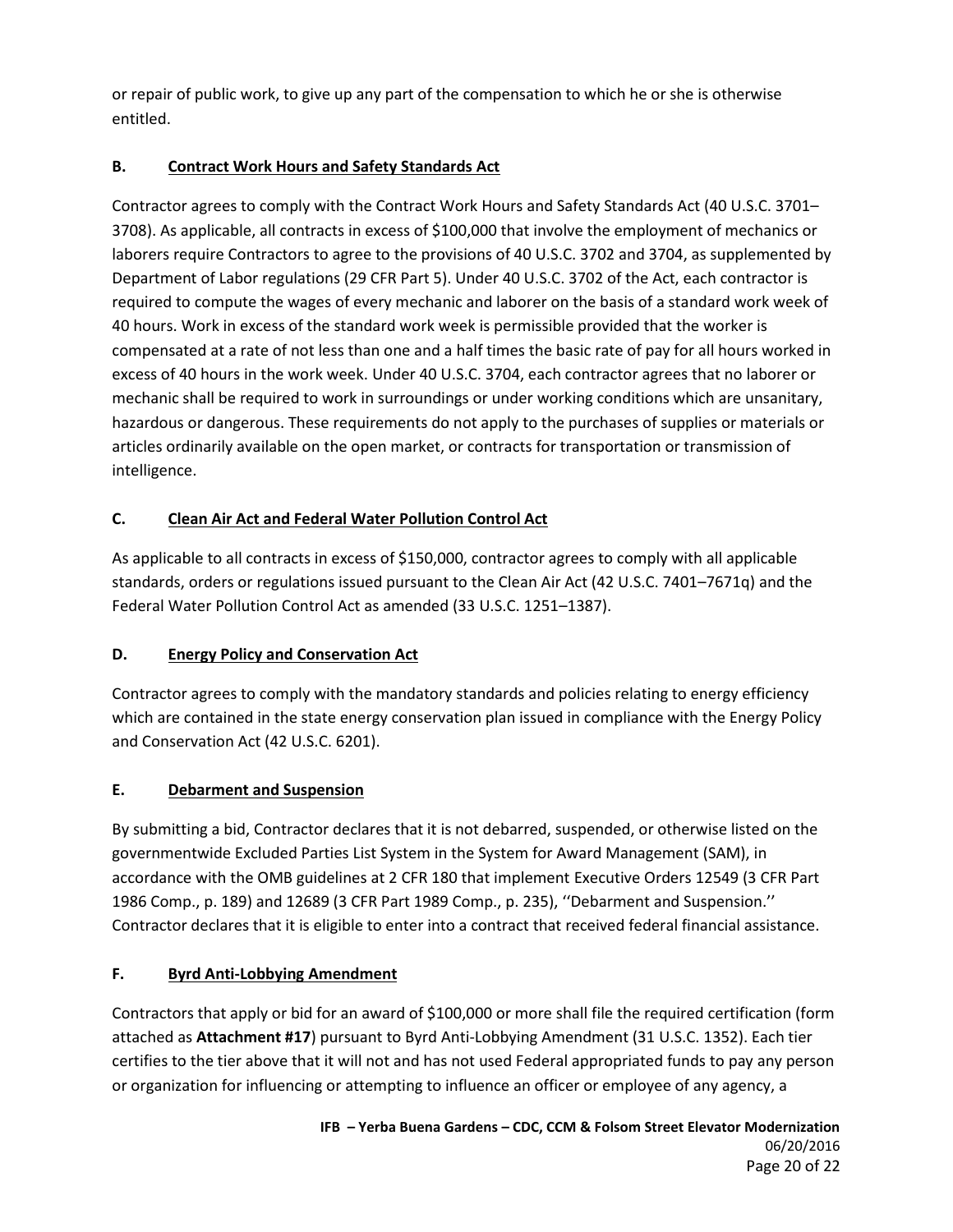or repair of public work, to give up any part of the compensation to which he or she is otherwise entitled.

### B. Contract Work Hours and Safety Standards Act

Contractor agrees to comply with the Contract Work Hours and Safety Standards Act (40 U.S.C. 3701–3708). As applicable, all contracts in excess of $100,000 that involve the employment of mechanics or laborers require Contractors to agree to the provisions of 40 U.S.C. 3702 and 3704, as supplemented by Department of Labor regulations (29 CFR Part 5). Under 40 U.S.C. 3702 of the Act, each contractor is required to compute the wages of every mechanic and laborer on the basis of a standard work week of 40 hours. Work in excess of the standard work week is permissible provided that the worker is compensated at a rate of not less than one and a half times the basic rate of pay for all hours worked in excess of 40 hours in the work week. Under 40 U.S.C. 3704, each contractor agrees that no laborer or mechanic shall be required to work in surroundings or under working conditions which are unsanitary, hazardous or dangerous. These requirements do not apply to the purchases of supplies or materials or articles ordinarily available on the open market, or contracts for transportation or transmission of intelligence.

### C. Clean Air Act and Federal Water Pollution Control Act

As applicable to all contracts in excess of $150,000, contractor agrees to comply with all applicable standards, orders or regulations issued pursuant to the Clean Air Act (42 U.S.C. 7401–7671q) and the Federal Water Pollution Control Act as amended (33 U.S.C. 1251–1387).

### D. Energy Policy and Conservation Act

Contractor agrees to comply with the mandatory standards and policies relating to energy efficiency which are contained in the state energy conservation plan issued in compliance with the Energy Policy and Conservation Act (42 U.S.C. 6201).

### E. Debarment and Suspension

By submitting a bid, Contractor declares that it is not debarred, suspended, or otherwise listed on the governmentwide Excluded Parties List System in the System for Award Management (SAM), in accordance with the OMB guidelines at 2 CFR 180 that implement Executive Orders 12549 (3 CFR Part 1986 Comp., p. 189) and 12689 (3 CFR Part 1989 Comp., p. 235), ''Debarment and Suspension.'' Contractor declares that it is eligible to enter into a contract that received federal financial assistance.

### F. Byrd Anti-Lobbying Amendment

Contractors that apply or bid for an award of $100,000 or more shall file the required certification (form attached as **Attachment #17**) pursuant to Byrd Anti-Lobbying Amendment (31 U.S.C. 1352). Each tier certifies to the tier above that it will not and has not used Federal appropriated funds to pay any person or organization for influencing or attempting to influence an officer or employee of any agency, a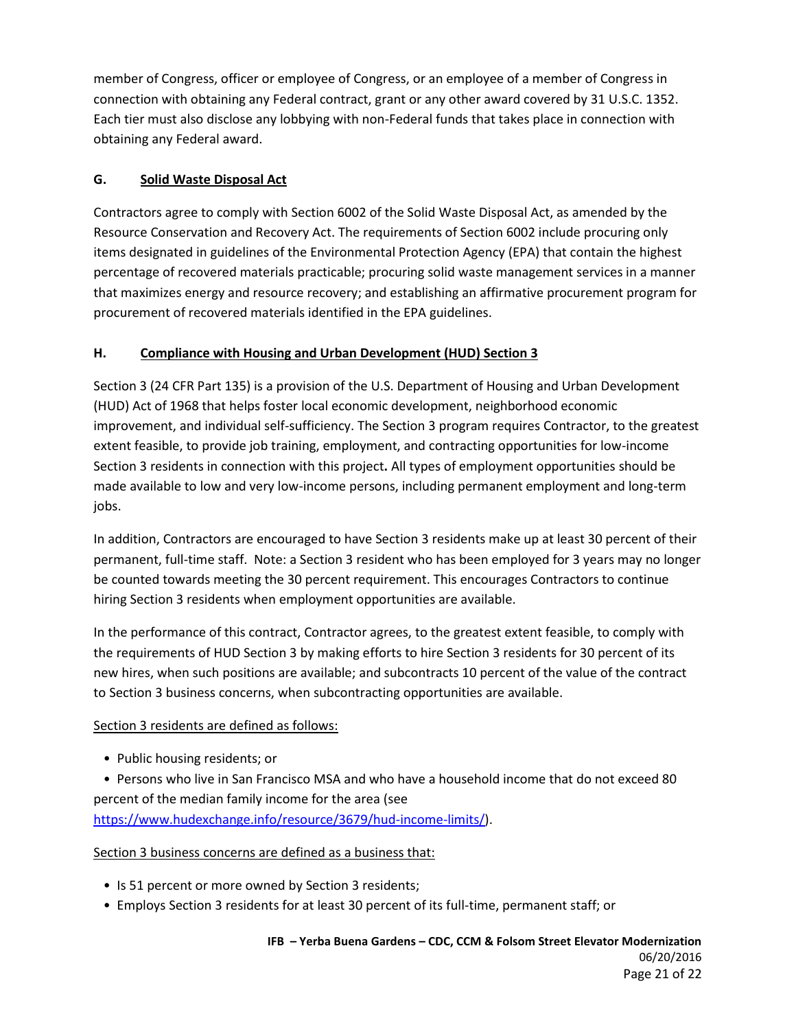member of Congress, officer or employee of Congress, or an employee of a member of Congress in connection with obtaining any Federal contract, grant or any other award covered by 31 U.S.C. 1352. Each tier must also disclose any lobbying with non-Federal funds that takes place in connection with obtaining any Federal award.

### G. Solid Waste Disposal Act

Contractors agree to comply with Section 6002 of the Solid Waste Disposal Act, as amended by the Resource Conservation and Recovery Act. The requirements of Section 6002 include procuring only items designated in guidelines of the Environmental Protection Agency (EPA) that contain the highest percentage of recovered materials practicable; procuring solid waste management services in a manner that maximizes energy and resource recovery; and establishing an affirmative procurement program for procurement of recovered materials identified in the EPA guidelines.

### H. Compliance with Housing and Urban Development (HUD) Section 3

Section 3 (24 CFR Part 135) is a provision of the U.S. Department of Housing and Urban Development (HUD) Act of 1968 that helps foster local economic development, neighborhood economic improvement, and individual self-sufficiency. The Section 3 program requires Contractor, to the greatest extent feasible, to provide job training, employment, and contracting opportunities for low-income Section 3 residents in connection with this project**.** All types of employment opportunities should be made available to low and very low-income persons, including permanent employment and long-term jobs.

In addition, Contractors are encouraged to have Section 3 residents make up at least 30 percent of their permanent, full-time staff. Note: a Section 3 resident who has been employed for 3 years may no longer be counted towards meeting the 30 percent requirement. This encourages Contractors to continue hiring Section 3 residents when employment opportunities are available.

In the performance of this contract, Contractor agrees, to the greatest extent feasible, to comply with the requirements of HUD Section 3 by making efforts to hire Section 3 residents for 30 percent of its new hires, when such positions are available; and subcontracts 10 percent of the value of the contract to Section 3 business concerns, when subcontracting opportunities are available.

Section 3 residents are defined as follows:

- Public housing residents; or
- Persons who live in San Francisco MSA and who have a household income that do not exceed 80 percent of the median family income for the area (see https://www.hudexchange.info/resource/3679/hud-income-limits/).

Section 3 business concerns are defined as a business that:

- Is 51 percent or more owned by Section 3 residents;
- Employs Section 3 residents for at least 30 percent of its full-time, permanent staff; or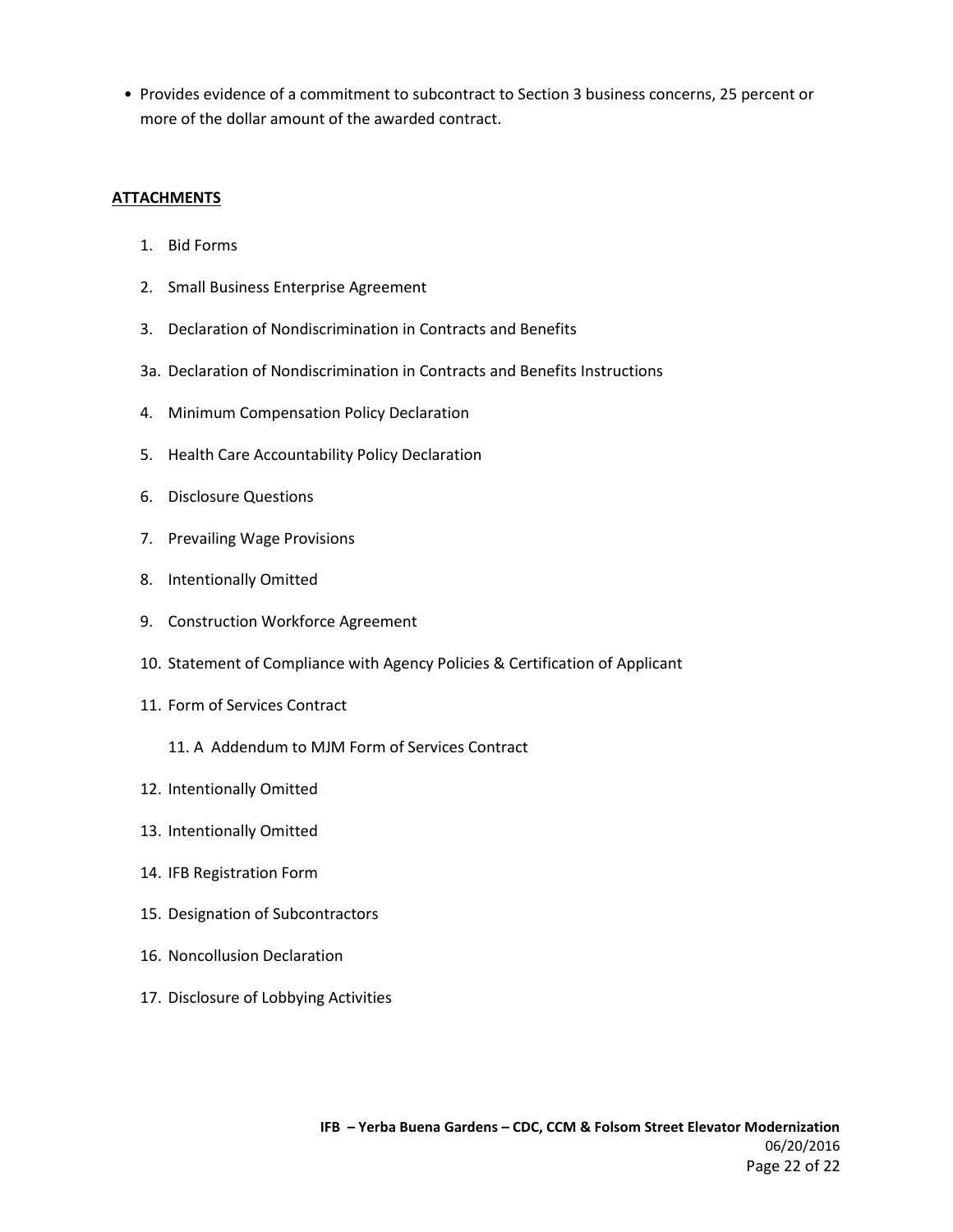- Provides evidence of a commitment to subcontract to Section 3 business concerns, 25 percent or more of the dollar amount of the awarded contract.

**ATTACHMENTS**

1. Bid Forms
2. Small Business Enterprise Agreement
3. Declaration of Nondiscrimination in Contracts and Benefits

3a. Declaration of Nondiscrimination in Contracts and Benefits Instructions

4. Minimum Compensation Policy Declaration
5. Health Care Accountability Policy Declaration
6. Disclosure Questions
7. Prevailing Wage Provisions
8. Intentionally Omitted
9. Construction Workforce Agreement
10. Statement of Compliance with Agency Policies & Certification of Applicant
11. Form of Services Contract

    11. A Addendum to MJM Form of Services Contract

12. Intentionally Omitted
13. Intentionally Omitted
14. IFB Registration Form
15. Designation of Subcontractors
16. Noncollusion Declaration
17. Disclosure of Lobbying Activities